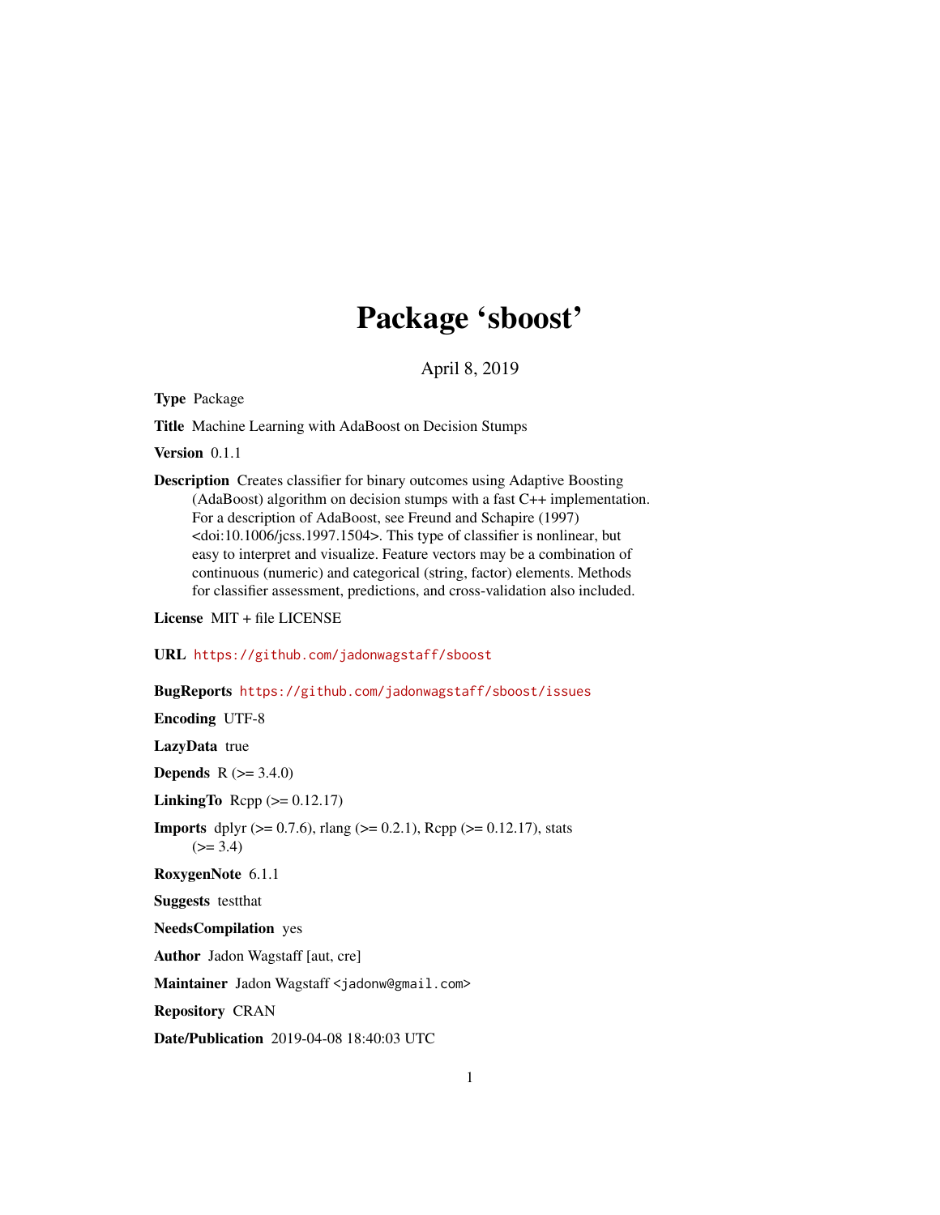# Package 'sboost'

April 8, 2019

**Type** Package

**Title** Machine Learning with AdaBoost on Decision Stumps

**Version** 0.1.1

**Description** Creates classifier for binary outcomes using Adaptive Boosting (AdaBoost) algorithm on decision stumps with a fast C++ implementation. For a description of AdaBoost, see Freund and Schapire (1997) <doi:10.1006/jcss.1997.1504>. This type of classifier is nonlinear, but easy to interpret and visualize. Feature vectors may be a combination of continuous (numeric) and categorical (string, factor) elements. Methods for classifier assessment, predictions, and cross-validation also included.

**License** MIT + file LICENSE

**URL** https://github.com/jadonwagstaff/sboost

**BugReports** https://github.com/jadonwagstaff/sboost/issues

**Encoding** UTF-8

**LazyData** true

**Depends** R (>= 3.4.0)

**LinkingTo** Rcpp (>= 0.12.17)

**Imports** dplyr (>= 0.7.6), rlang (>= 0.2.1), Rcpp (>= 0.12.17), stats (>= 3.4)

**RoxygenNote** 6.1.1

**Suggests** testthat

**NeedsCompilation** yes

**Author** Jadon Wagstaff [aut, cre]

**Maintainer** Jadon Wagstaff <jadonw@gmail.com>

**Repository** CRAN

**Date/Publication** 2019-04-08 18:40:03 UTC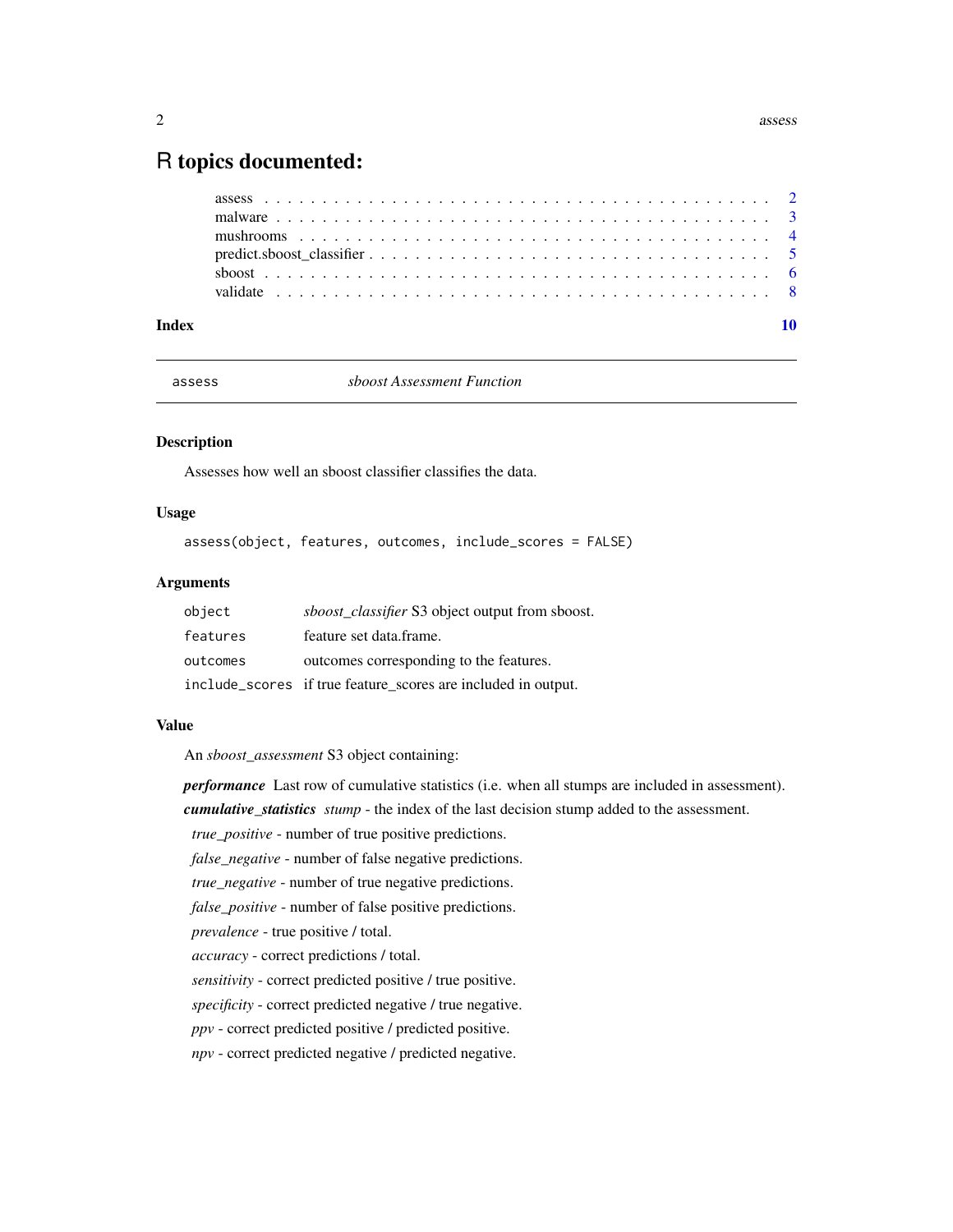# R topics documented:

| | |
|---|---|
| assess | 2 |
| malware | 3 |
| mushrooms | 4 |
| predict.sboost_classifier | 5 |
| sboost | 6 |
| validate | 8 |

**Index** **10**

---

## assess — *sboost Assessment Function*

---

### Description

Assesses how well an sboost classifier classifies the data.

### Usage

```
assess(object, features, outcomes, include_scores = FALSE)
```

### Arguments

| | |
|---|---|
| `object` | *sboost_classifier* S3 object output from sboost. |
| `features` | feature set data.frame. |
| `outcomes` | outcomes corresponding to the features. |
| `include_scores` | if true feature_scores are included in output. |

### Value

An *sboost_assessment* S3 object containing:

***performance*** Last row of cumulative statistics (i.e. when all stumps are included in assessment).

***cumulative_statistics*** *stump* - the index of the last decision stump added to the assessment.

*true_positive* - number of true positive predictions.

*false_negative* - number of false negative predictions.

*true_negative* - number of true negative predictions.

*false_positive* - number of false positive predictions.

*prevalence* - true positive / total.

*accuracy* - correct predictions / total.

*sensitivity* - correct predicted positive / true positive.

*specificity* - correct predicted negative / true negative.

*ppv* - correct predicted positive / predicted positive.

*npv* - correct predicted negative / predicted negative.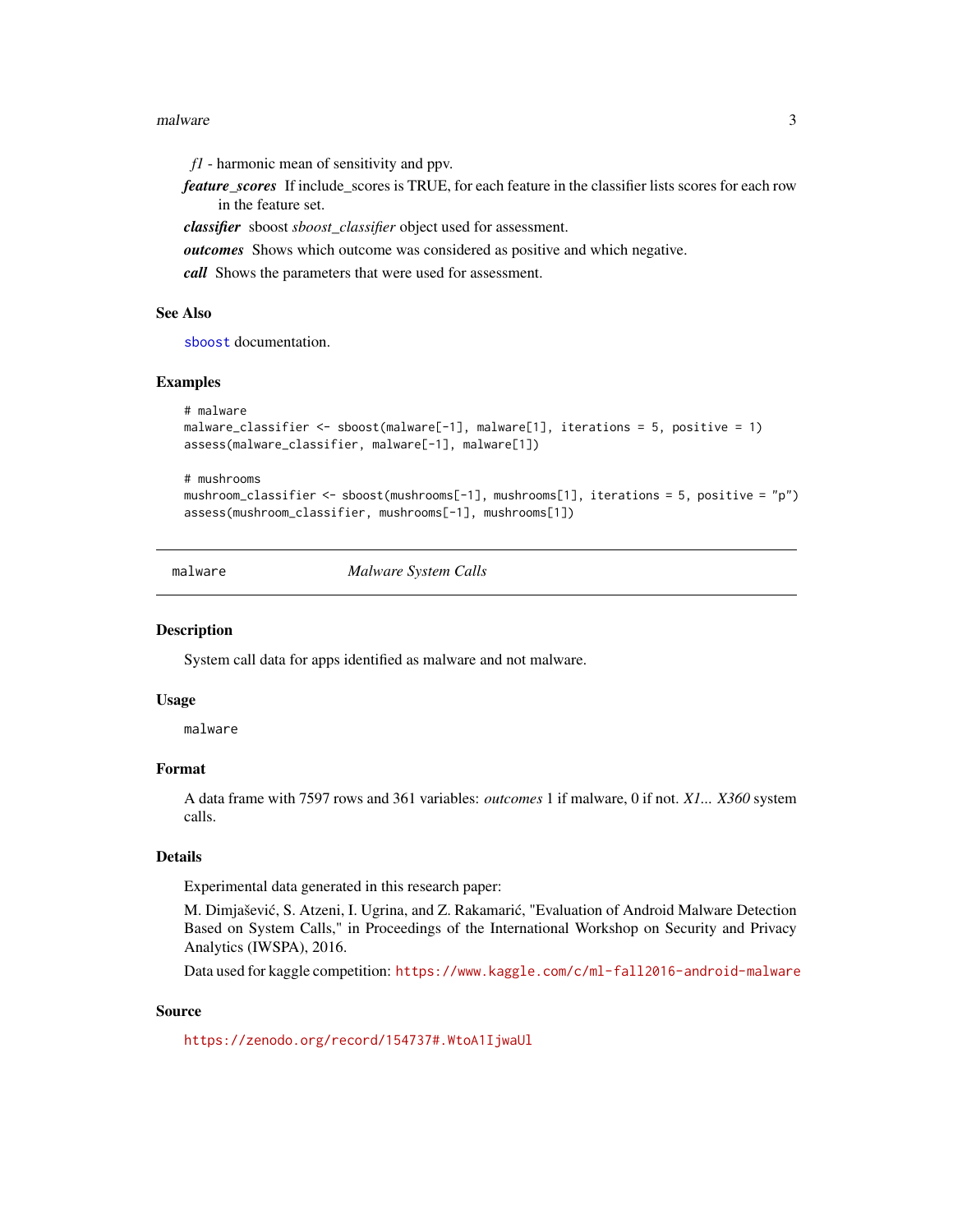*f1* - harmonic mean of sensitivity and ppv.

***feature_scores*** If include_scores is TRUE, for each feature in the classifier lists scores for each row in the feature set.

***classifier*** sboost *sboost_classifier* object used for assessment.

***outcomes*** Shows which outcome was considered as positive and which negative.

***call*** Shows the parameters that were used for assessment.

### See Also

`sboost` documentation.

### Examples

```
# malware
malware_classifier <- sboost(malware[-1], malware[1], iterations = 5, positive = 1)
assess(malware_classifier, malware[-1], malware[1])

# mushrooms
mushroom_classifier <- sboost(mushrooms[-1], mushrooms[1], iterations = 5, positive = "p")
assess(mushroom_classifier, mushrooms[-1], mushrooms[1])
```

---

## malware *Malware System Calls*

---

### Description

System call data for apps identified as malware and not malware.

### Usage

```
malware
```

### Format

A data frame with 7597 rows and 361 variables: *outcomes* 1 if malware, 0 if not. *X1... X360* system calls.

### Details

Experimental data generated in this research paper:

M. Dimjašević, S. Atzeni, I. Ugrina, and Z. Rakamarić, "Evaluation of Android Malware Detection Based on System Calls," in Proceedings of the International Workshop on Security and Privacy Analytics (IWSPA), 2016.

Data used for kaggle competition: https://www.kaggle.com/c/ml-fall2016-android-malware

### Source

https://zenodo.org/record/154737#.WtoA1IjwaUl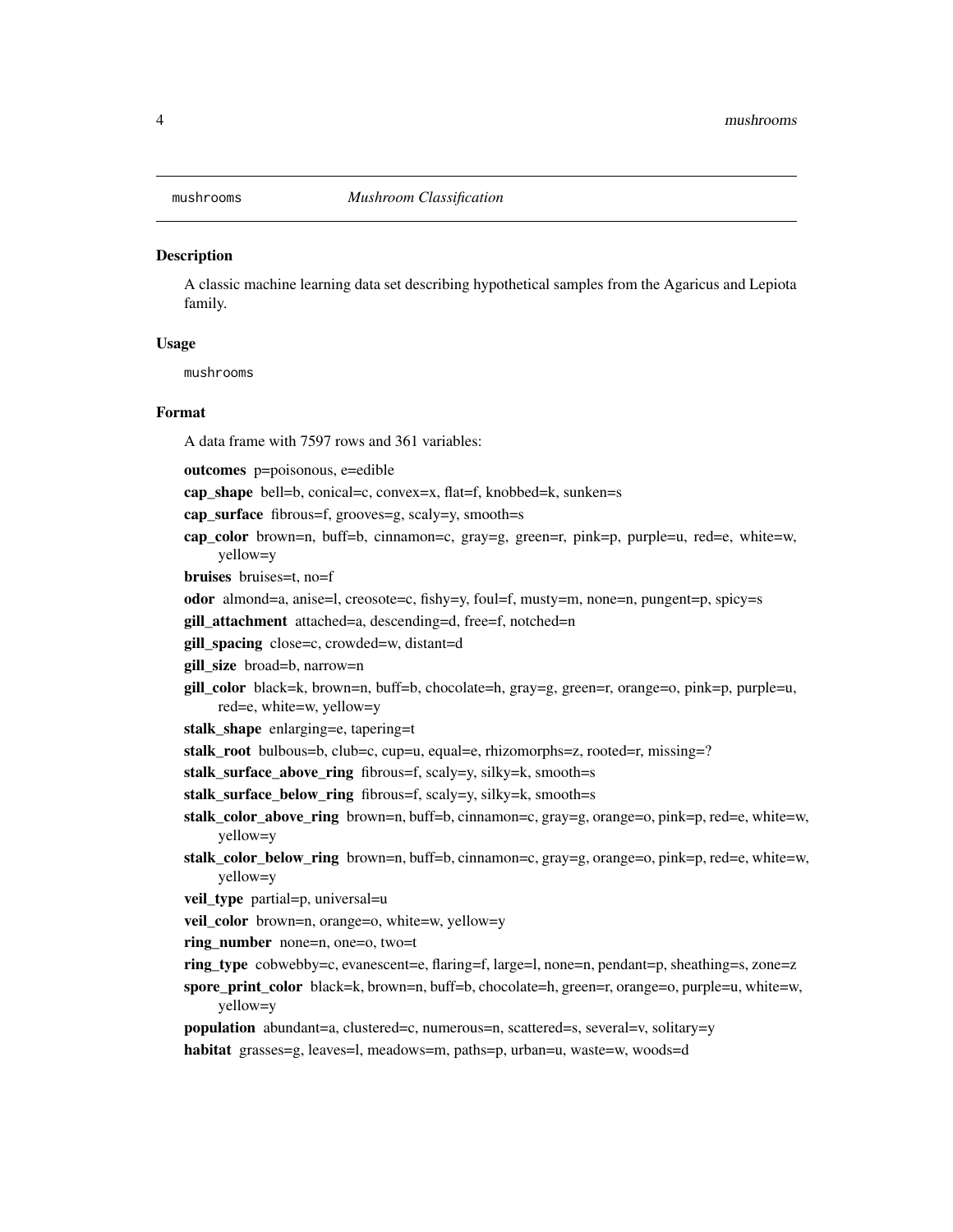`mushrooms` *Mushroom Classification*

### Description

A classic machine learning data set describing hypothetical samples from the Agaricus and Lepiota family.

### Usage

```
mushrooms
```

### Format

A data frame with 7597 rows and 361 variables:

**outcomes** p=poisonous, e=edible

**cap_shape** bell=b, conical=c, convex=x, flat=f, knobbed=k, sunken=s

**cap_surface** fibrous=f, grooves=g, scaly=y, smooth=s

**cap_color** brown=n, buff=b, cinnamon=c, gray=g, green=r, pink=p, purple=u, red=e, white=w, yellow=y

**bruises** bruises=t, no=f

**odor** almond=a, anise=l, creosote=c, fishy=y, foul=f, musty=m, none=n, pungent=p, spicy=s

**gill_attachment** attached=a, descending=d, free=f, notched=n

**gill_spacing** close=c, crowded=w, distant=d

**gill_size** broad=b, narrow=n

**gill_color** black=k, brown=n, buff=b, chocolate=h, gray=g, green=r, orange=o, pink=p, purple=u, red=e, white=w, yellow=y

**stalk_shape** enlarging=e, tapering=t

**stalk_root** bulbous=b, club=c, cup=u, equal=e, rhizomorphs=z, rooted=r, missing=?

**stalk_surface_above_ring** fibrous=f, scaly=y, silky=k, smooth=s

**stalk_surface_below_ring** fibrous=f, scaly=y, silky=k, smooth=s

**stalk_color_above_ring** brown=n, buff=b, cinnamon=c, gray=g, orange=o, pink=p, red=e, white=w, yellow=y

**stalk_color_below_ring** brown=n, buff=b, cinnamon=c, gray=g, orange=o, pink=p, red=e, white=w, yellow=y

**veil_type** partial=p, universal=u

**veil_color** brown=n, orange=o, white=w, yellow=y

**ring_number** none=n, one=o, two=t

**ring_type** cobwebby=c, evanescent=e, flaring=f, large=l, none=n, pendant=p, sheathing=s, zone=z

**spore_print_color** black=k, brown=n, buff=b, chocolate=h, green=r, orange=o, purple=u, white=w, yellow=y

**population** abundant=a, clustered=c, numerous=n, scattered=s, several=v, solitary=y

**habitat** grasses=g, leaves=l, meadows=m, paths=p, urban=u, waste=w, woods=d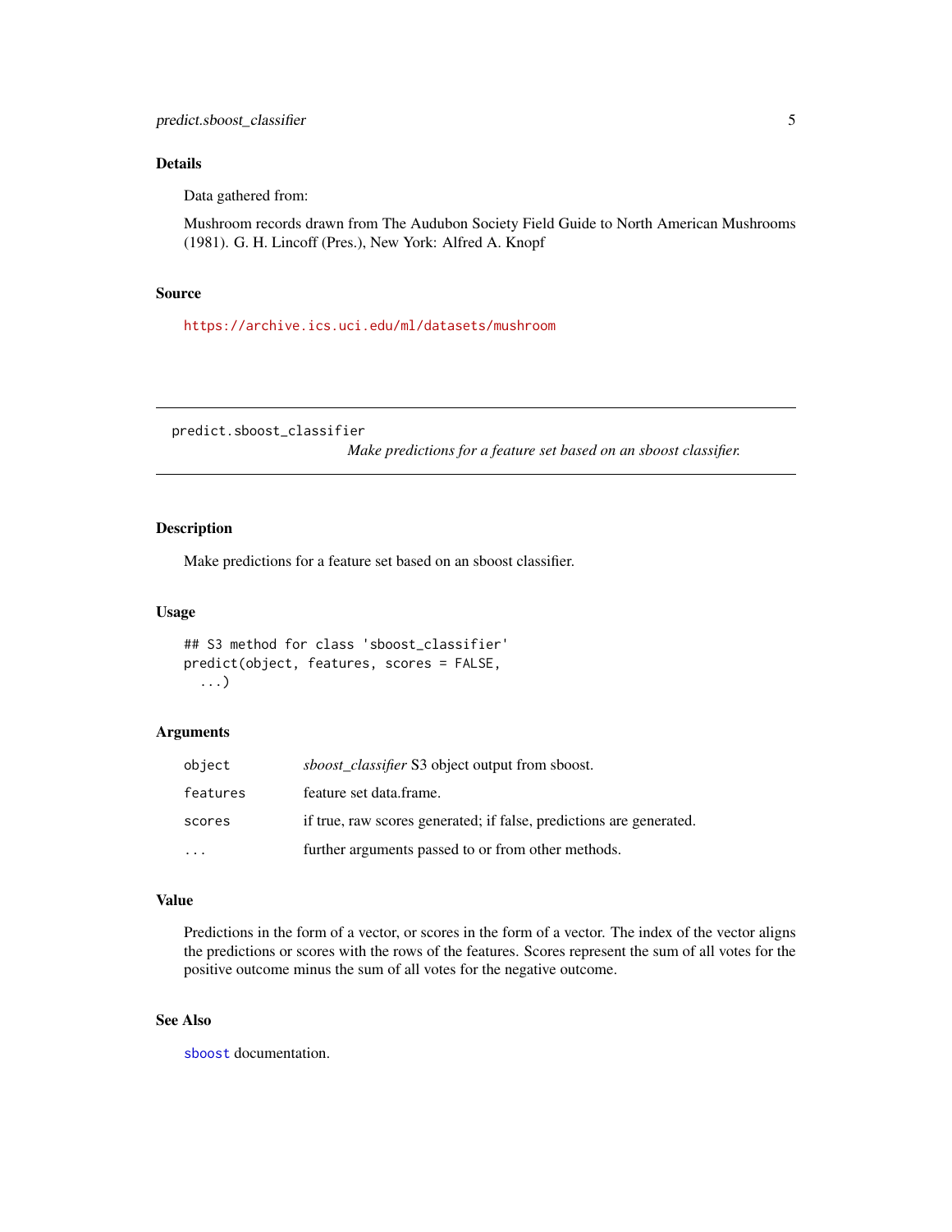### Details

Data gathered from:

Mushroom records drawn from The Audubon Society Field Guide to North American Mushrooms (1981). G. H. Lincoff (Pres.), New York: Alfred A. Knopf

### Source

https://archive.ics.uci.edu/ml/datasets/mushroom

---

## predict.sboost_classifier

*Make predictions for a feature set based on an sboost classifier.*

---

### Description

Make predictions for a feature set based on an sboost classifier.

### Usage

```
## S3 method for class 'sboost_classifier'
predict(object, features, scores = FALSE,
  ...)
```

### Arguments

| | |
|---|---|
| object | *sboost_classifier* S3 object output from sboost. |
| features | feature set data.frame. |
| scores | if true, raw scores generated; if false, predictions are generated. |
| ... | further arguments passed to or from other methods. |

### Value

Predictions in the form of a vector, or scores in the form of a vector. The index of the vector aligns the predictions or scores with the rows of the features. Scores represent the sum of all votes for the positive outcome minus the sum of all votes for the negative outcome.

### See Also

sboost documentation.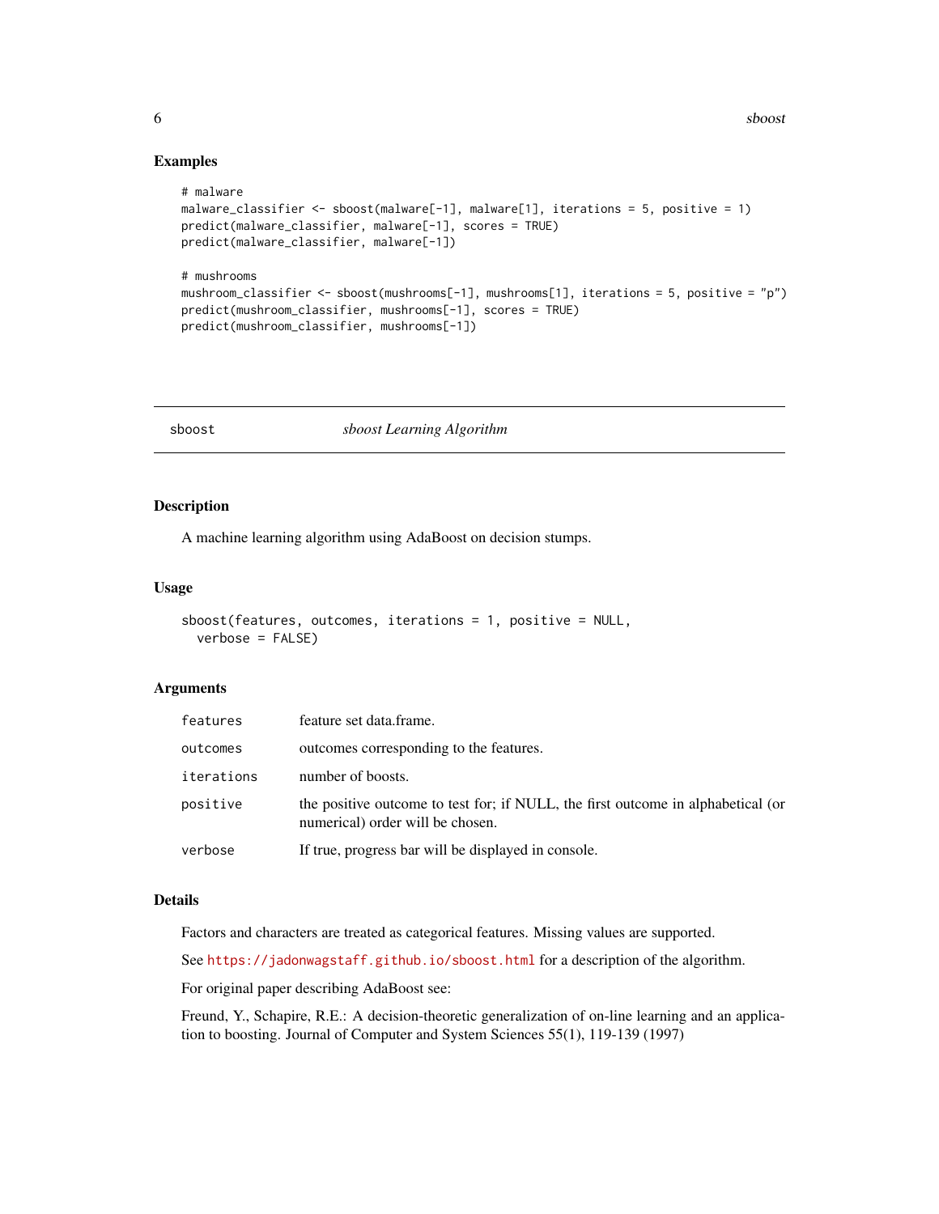### Examples

```
# malware
malware_classifier <- sboost(malware[-1], malware[1], iterations = 5, positive = 1)
predict(malware_classifier, malware[-1], scores = TRUE)
predict(malware_classifier, malware[-1])

# mushrooms
mushroom_classifier <- sboost(mushrooms[-1], mushrooms[1], iterations = 5, positive = "p")
predict(mushroom_classifier, mushrooms[-1], scores = TRUE)
predict(mushroom_classifier, mushrooms[-1])
```

---

## sboost — *sboost Learning Algorithm*

---

### Description

A machine learning algorithm using AdaBoost on decision stumps.

### Usage

```
sboost(features, outcomes, iterations = 1, positive = NULL,
  verbose = FALSE)
```

### Arguments

| | |
|---|---|
| `features` | feature set data.frame. |
| `outcomes` | outcomes corresponding to the features. |
| `iterations` | number of boosts. |
| `positive` | the positive outcome to test for; if NULL, the first outcome in alphabetical (or numerical) order will be chosen. |
| `verbose` | If true, progress bar will be displayed in console. |

### Details

Factors and characters are treated as categorical features. Missing values are supported.

See https://jadonwagstaff.github.io/sboost.html for a description of the algorithm.

For original paper describing AdaBoost see:

Freund, Y., Schapire, R.E.: A decision-theoretic generalization of on-line learning and an application to boosting. Journal of Computer and System Sciences 55(1), 119-139 (1997)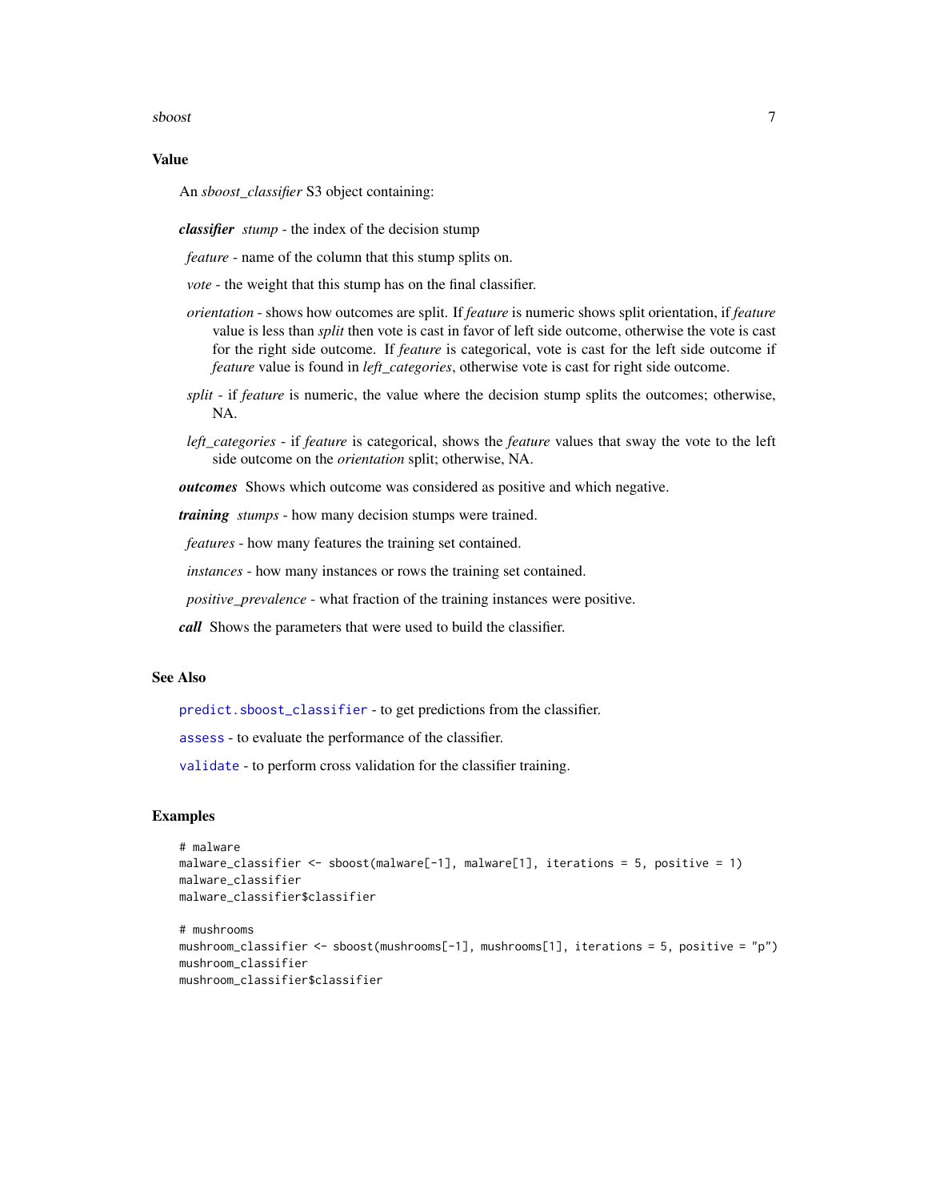## Value

An *sboost_classifier* S3 object containing:

***classifier*** *stump* - the index of the decision stump

*feature* - name of the column that this stump splits on.

*vote* - the weight that this stump has on the final classifier.

*orientation* - shows how outcomes are split. If *feature* is numeric shows split orientation, if *feature* value is less than *split* then vote is cast in favor of left side outcome, otherwise the vote is cast for the right side outcome. If *feature* is categorical, vote is cast for the left side outcome if *feature* value is found in *left_categories*, otherwise vote is cast for right side outcome.

*split* - if *feature* is numeric, the value where the decision stump splits the outcomes; otherwise, NA.

*left_categories* - if *feature* is categorical, shows the *feature* values that sway the vote to the left side outcome on the *orientation* split; otherwise, NA.

***outcomes*** Shows which outcome was considered as positive and which negative.

***training*** *stumps* - how many decision stumps were trained.

*features* - how many features the training set contained.

*instances* - how many instances or rows the training set contained.

*positive_prevalence* - what fraction of the training instances were positive.

***call*** Shows the parameters that were used to build the classifier.

## See Also

`predict.sboost_classifier` - to get predictions from the classifier.

`assess` - to evaluate the performance of the classifier.

`validate` - to perform cross validation for the classifier training.

## Examples

```
# malware
malware_classifier <- sboost(malware[-1], malware[1], iterations = 5, positive = 1)
malware_classifier
malware_classifier$classifier

# mushrooms
mushroom_classifier <- sboost(mushrooms[-1], mushrooms[1], iterations = 5, positive = "p")
mushroom_classifier
mushroom_classifier$classifier
```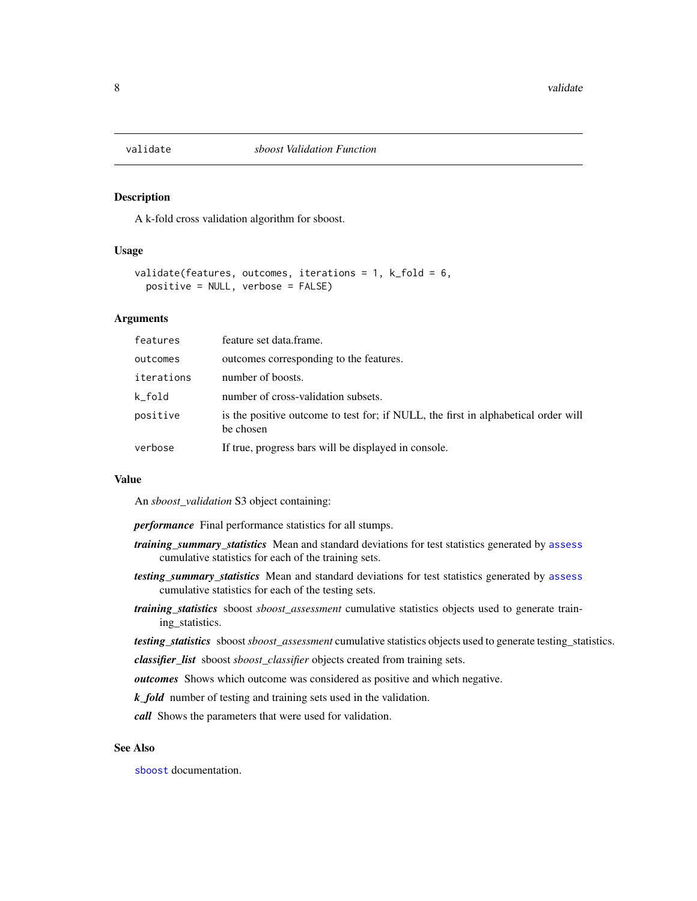## validate — *sboost Validation Function*

### Description

A k-fold cross validation algorithm for sboost.

### Usage

```
validate(features, outcomes, iterations = 1, k_fold = 6,
  positive = NULL, verbose = FALSE)
```

### Arguments

| | |
|---|---|
| `features` | feature set data.frame. |
| `outcomes` | outcomes corresponding to the features. |
| `iterations` | number of boosts. |
| `k_fold` | number of cross-validation subsets. |
| `positive` | is the positive outcome to test for; if NULL, the first in alphabetical order will be chosen |
| `verbose` | If true, progress bars will be displayed in console. |

### Value

An *sboost_validation* S3 object containing:

***performance*** Final performance statistics for all stumps.

***training_summary_statistics*** Mean and standard deviations for test statistics generated by `assess` cumulative statistics for each of the training sets.

***testing_summary_statistics*** Mean and standard deviations for test statistics generated by `assess` cumulative statistics for each of the testing sets.

***training_statistics*** sboost *sboost_assessment* cumulative statistics objects used to generate training_statistics.

***testing_statistics*** sboost *sboost_assessment* cumulative statistics objects used to generate testing_statistics.

***classifier_list*** sboost *sboost_classifier* objects created from training sets.

***outcomes*** Shows which outcome was considered as positive and which negative.

***k_fold*** number of testing and training sets used in the validation.

***call*** Shows the parameters that were used for validation.

### See Also

`sboost` documentation.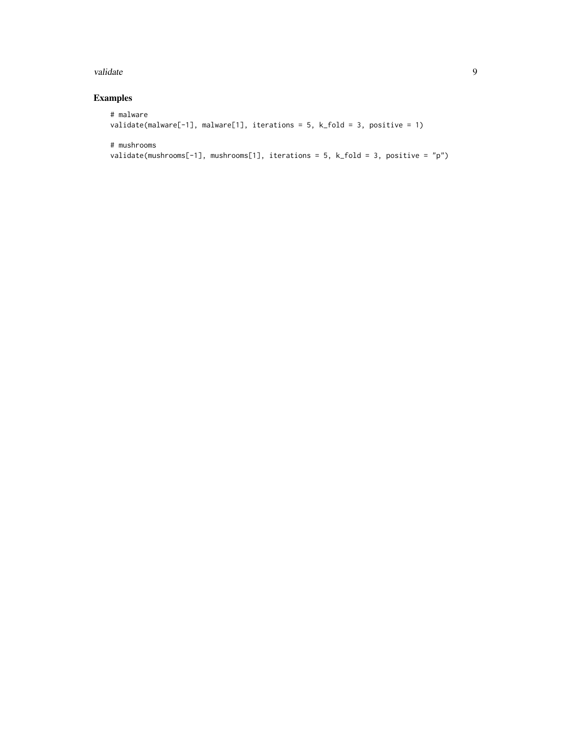## Examples

```
# malware
validate(malware[-1], malware[1], iterations = 5, k_fold = 3, positive = 1)

# mushrooms
validate(mushrooms[-1], mushrooms[1], iterations = 5, k_fold = 3, positive = "p")
```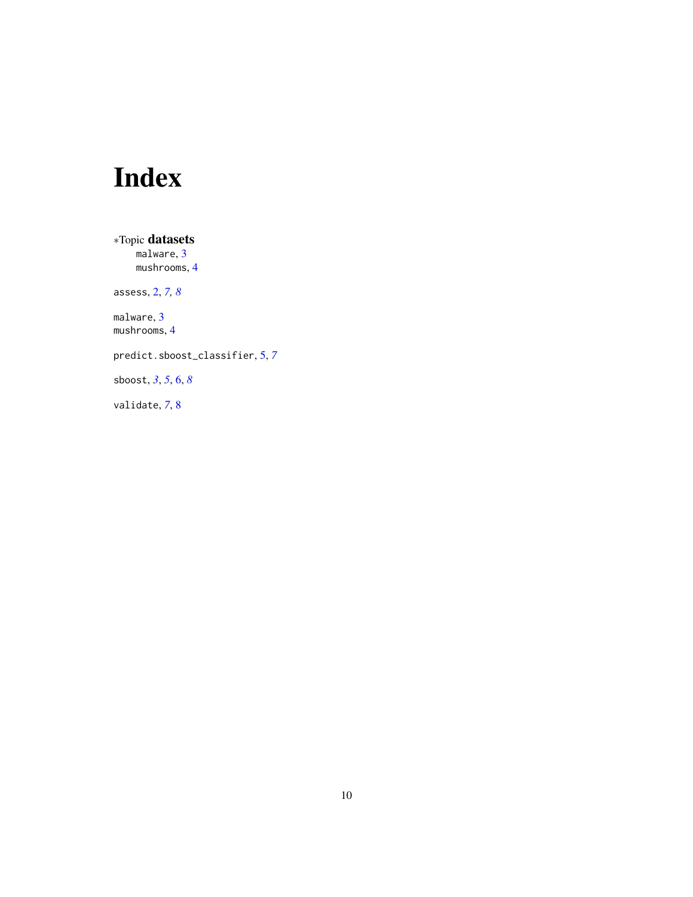# Index

∗Topic **datasets**
- malware, 3
- mushrooms, 4

assess, 2, *7, 8*

malware, 3
mushrooms, 4

predict.sboost_classifier, 5, *7*

sboost, *3*, *5*, 6, *8*

validate, *7*, 8